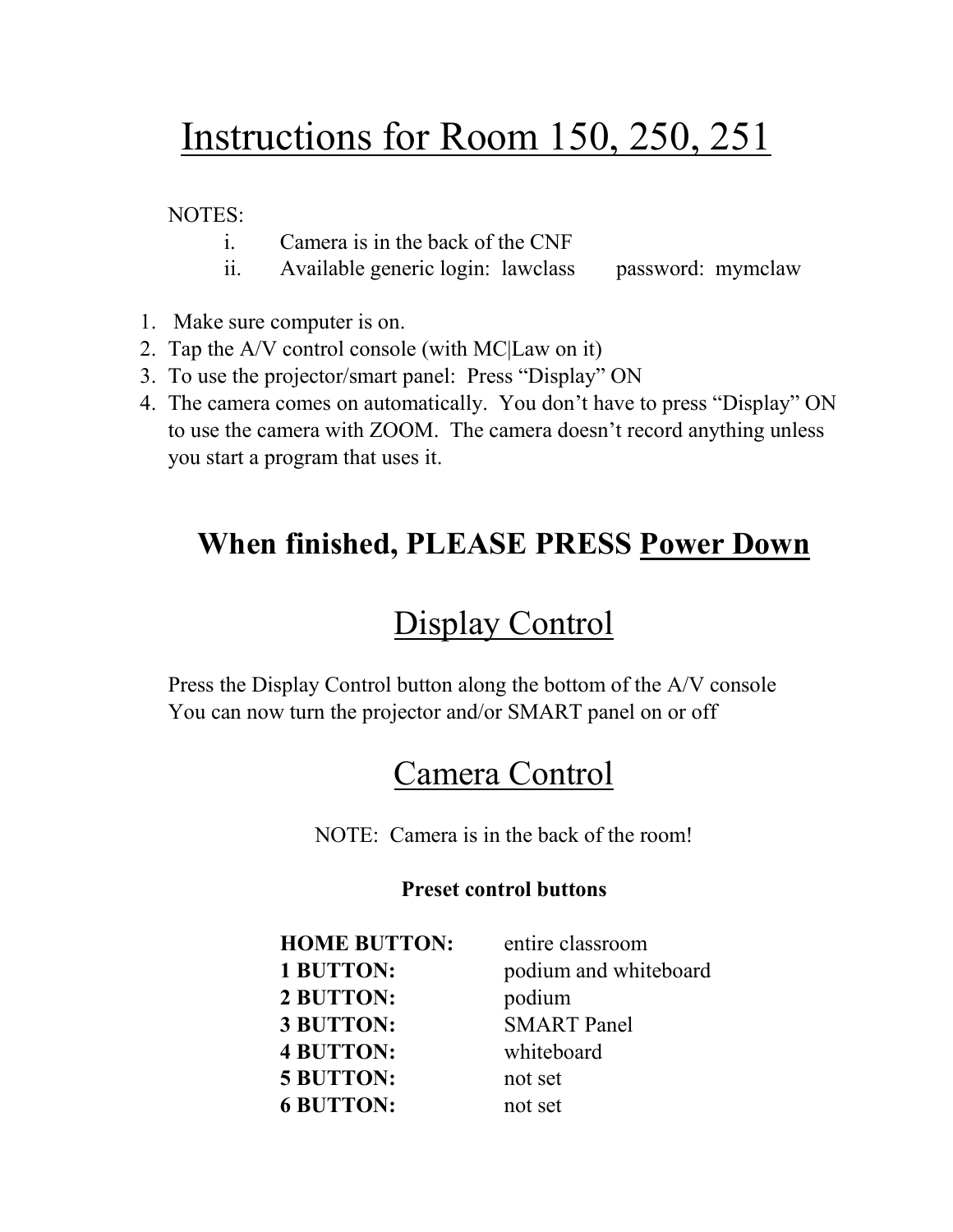# Instructions for Room 150, 250, 251

NOTES:

i. Camera is in the back of the CNF
ii. Available generic login: lawclass password: mymclaw

1. Make sure computer is on.
2. Tap the A/V control console (with MC|Law on it)
3. To use the projector/smart panel: Press "Display" ON
4. The camera comes on automatically. You don't have to press "Display" ON to use the camera with ZOOM. The camera doesn't record anything unless you start a program that uses it.

## When finished, PLEASE PRESS Power Down

# Display Control

Press the Display Control button along the bottom of the A/V console
You can now turn the projector and/or SMART panel on or off

# Camera Control

NOTE: Camera is in the back of the room!

**Preset control buttons**

| | |
|---|---|
| **HOME BUTTON:** | entire classroom |
| **1 BUTTON:** | podium and whiteboard |
| **2 BUTTON:** | podium |
| **3 BUTTON:** | SMART Panel |
| **4 BUTTON:** | whiteboard |
| **5 BUTTON:** | not set |
| **6 BUTTON:** | not set |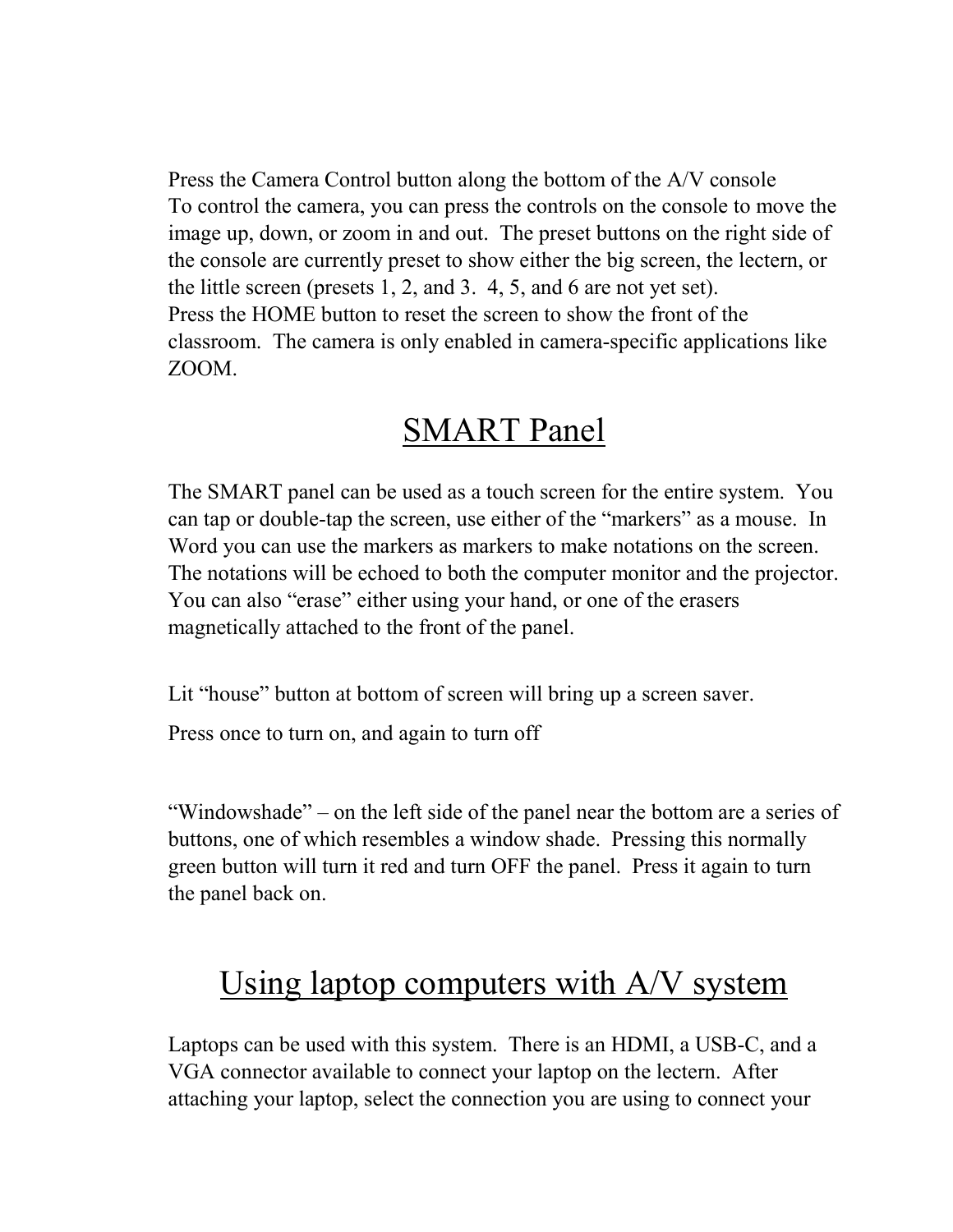Press the Camera Control button along the bottom of the A/V console
To control the camera, you can press the controls on the console to move the image up, down, or zoom in and out. The preset buttons on the right side of the console are currently preset to show either the big screen, the lectern, or the little screen (presets 1, 2, and 3. 4, 5, and 6 are not yet set).
Press the HOME button to reset the screen to show the front of the classroom. The camera is only enabled in camera-specific applications like ZOOM.

# SMART Panel

The SMART panel can be used as a touch screen for the entire system. You can tap or double-tap the screen, use either of the "markers" as a mouse. In Word you can use the markers as markers to make notations on the screen. The notations will be echoed to both the computer monitor and the projector. You can also "erase" either using your hand, or one of the erasers magnetically attached to the front of the panel.

Lit "house" button at bottom of screen will bring up a screen saver.

Press once to turn on, and again to turn off

"Windowshade" – on the left side of the panel near the bottom are a series of buttons, one of which resembles a window shade. Pressing this normally green button will turn it red and turn OFF the panel. Press it again to turn the panel back on.

# Using laptop computers with A/V system

Laptops can be used with this system. There is an HDMI, a USB-C, and a VGA connector available to connect your laptop on the lectern. After attaching your laptop, select the connection you are using to connect your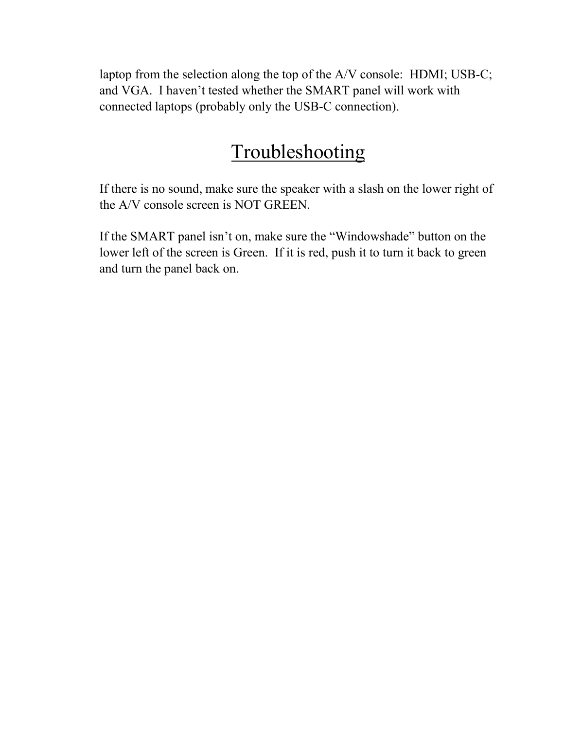laptop from the selection along the top of the A/V console:  HDMI; USB-C; and VGA.  I haven't tested whether the SMART panel will work with connected laptops (probably only the USB-C connection).

## Troubleshooting

If there is no sound, make sure the speaker with a slash on the lower right of the A/V console screen is NOT GREEN.

If the SMART panel isn't on, make sure the "Windowshade" button on the lower left of the screen is Green.  If it is red, push it to turn it back to green and turn the panel back on.